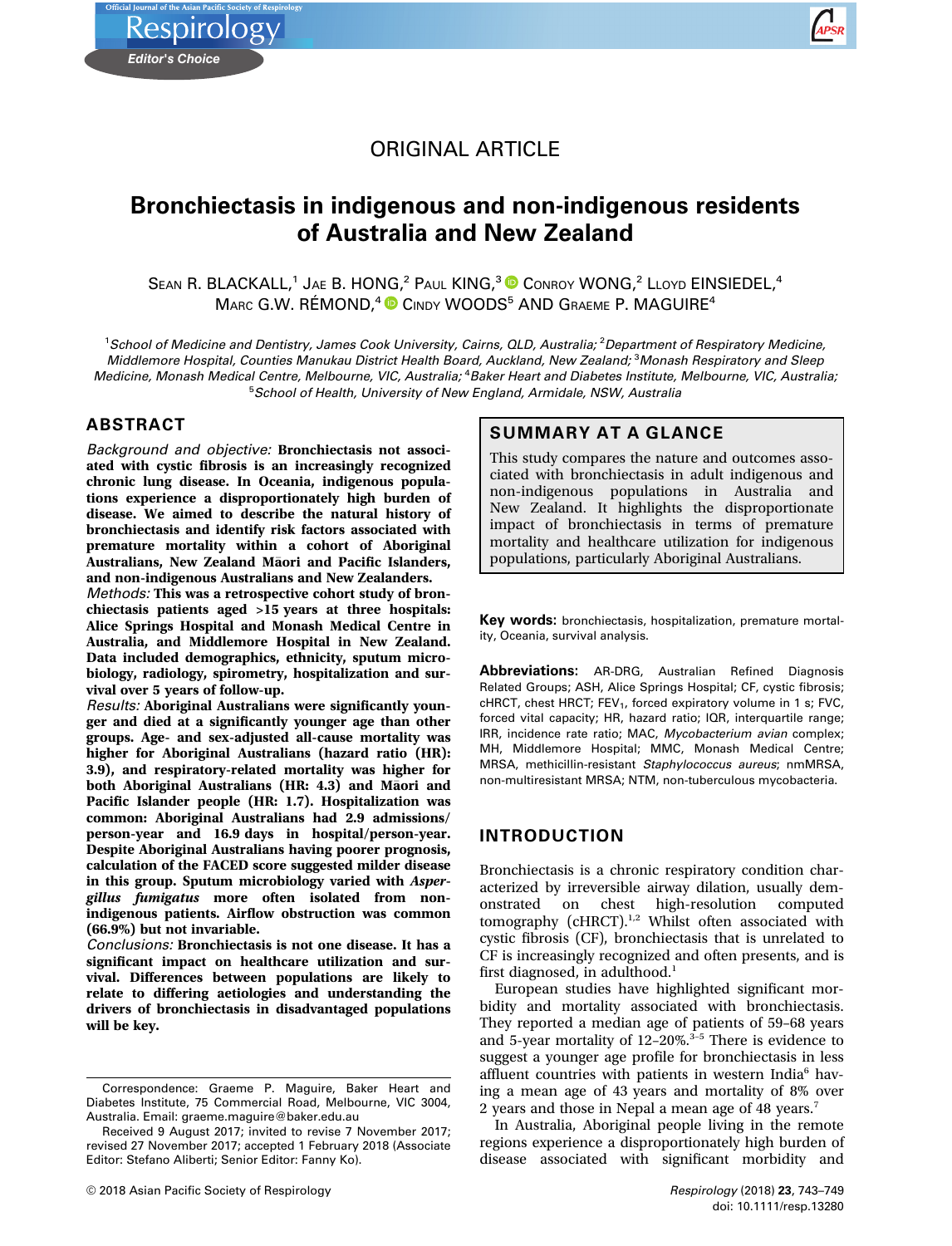ORIGINAL ARTICLE

# Bronchiectasis in indigenous and non-indigenous residents of Australia and New Zealand

SEAN R. BLACKALL,[1] JAE B. HONG,[2] PAUL KING,[3] CONROY WONG,[2] LLOYD EINSIEDEL,[4] MARC G.W. RÉMOND,[4] CINDY WOODS[5] AND GRAEME P. MAGUIRE[4]

[1]School of Medicine and Dentistry, James Cook University, Cairns, QLD, Australia; [2]Department of Respiratory Medicine, Middlemore Hospital, Counties Manukau District Health Board, Auckland, New Zealand; [3]Monash Respiratory and Sleep Medicine, Monash Medical Centre, Melbourne, VIC, Australia; [4]Baker Heart and Diabetes Institute, Melbourne, VIC, Australia; [5]School of Health, University of New England, Armidale, NSW, Australia

## ABSTRACT

*Background and objective:* **Bronchiectasis not associated with cystic fibrosis is an increasingly recognized chronic lung disease. In Oceania, indigenous populations experience a disproportionately high burden of disease. We aimed to describe the natural history of bronchiectasis and identify risk factors associated with premature mortality within a cohort of Aboriginal Australians, New Zealand Māori and Pacific Islanders, and non-indigenous Australians and New Zealanders.**

*Methods:* **This was a retrospective cohort study of bronchiectasis patients aged >15 years at three hospitals: Alice Springs Hospital and Monash Medical Centre in Australia, and Middlemore Hospital in New Zealand. Data included demographics, ethnicity, sputum microbiology, radiology, spirometry, hospitalization and survival over 5 years of follow-up.**

*Results:* **Aboriginal Australians were significantly younger and died at a significantly younger age than other groups. Age- and sex-adjusted all-cause mortality was higher for Aboriginal Australians (hazard ratio (HR): 3.9), and respiratory-related mortality was higher for both Aboriginal Australians (HR: 4.3) and Māori and Pacific Islander people (HR: 1.7). Hospitalization was common: Aboriginal Australians had 2.9 admissions/person-year and 16.9 days in hospital/person-year. Despite Aboriginal Australians having poorer prognosis, calculation of the FACED score suggested milder disease in this group. Sputum microbiology varied with *Aspergillus fumigatus* more often isolated from non-indigenous patients. Airflow obstruction was common (66.9%) but not invariable.**

*Conclusions:* **Bronchiectasis is not one disease. It has a significant impact on healthcare utilization and survival. Differences between populations are likely to relate to differing aetiologies and understanding the drivers of bronchiectasis in disadvantaged populations will be key.**

Correspondence: Graeme P. Maguire, Baker Heart and Diabetes Institute, 75 Commercial Road, Melbourne, VIC 3004, Australia. Email: graeme.maguire@baker.edu.au

Received 9 August 2017; invited to revise 7 November 2017; revised 27 November 2017; accepted 1 February 2018 (Associate Editor: Stefano Aliberti; Senior Editor: Fanny Ko).

## SUMMARY AT A GLANCE

This study compares the nature and outcomes associated with bronchiectasis in adult indigenous and non-indigenous populations in Australia and New Zealand. It highlights the disproportionate impact of bronchiectasis in terms of premature mortality and healthcare utilization for indigenous populations, particularly Aboriginal Australians.

**Key words:** bronchiectasis, hospitalization, premature mortality, Oceania, survival analysis.

**Abbreviations:** AR-DRG, Australian Refined Diagnosis Related Groups; ASH, Alice Springs Hospital; CF, cystic fibrosis; cHRCT, chest HRCT; $FEV_1$, forced expiratory volume in 1 s; FVC, forced vital capacity; HR, hazard ratio; IQR, interquartile range; IRR, incidence rate ratio; MAC, *Mycobacterium avian* complex; MH, Middlemore Hospital; MMC, Monash Medical Centre; MRSA, methicillin-resistant *Staphylococcus aureus*; nmMRSA, non-multiresistant MRSA; NTM, non-tuberculous mycobacteria.

## INTRODUCTION

Bronchiectasis is a chronic respiratory condition characterized by irreversible airway dilation, usually demonstrated on chest high-resolution computed tomography (cHRCT).[1,2] Whilst often associated with cystic fibrosis (CF), bronchiectasis that is unrelated to CF is increasingly recognized and often presents, and is first diagnosed, in adulthood.[1]

European studies have highlighted significant morbidity and mortality associated with bronchiectasis. They reported a median age of patients of 59–68 years and 5-year mortality of 12–20%.[3–5] There is evidence to suggest a younger age profile for bronchiectasis in less affluent countries with patients in western India[6] having a mean age of 43 years and mortality of 8% over 2 years and those in Nepal a mean age of 48 years.[7]

In Australia, Aboriginal people living in the remote regions experience a disproportionately high burden of disease associated with significant morbidity and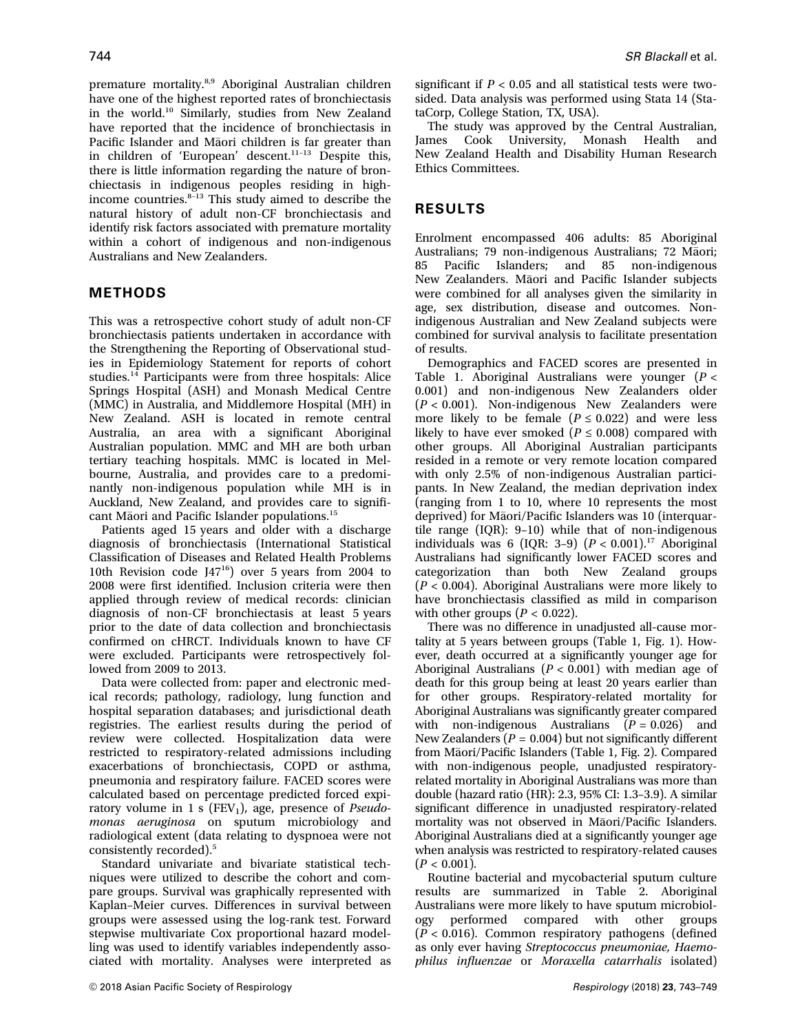premature mortality.[8,9] Aboriginal Australian children have one of the highest reported rates of bronchiectasis in the world.[10] Similarly, studies from New Zealand have reported that the incidence of bronchiectasis in Pacific Islander and Māori children is far greater than in children of 'European' descent.[11–13] Despite this, there is little information regarding the nature of bronchiectasis in indigenous peoples residing in high-income countries.[8–13] This study aimed to describe the natural history of adult non-CF bronchiectasis and identify risk factors associated with premature mortality within a cohort of indigenous and non-indigenous Australians and New Zealanders.

## METHODS

This was a retrospective cohort study of adult non-CF bronchiectasis patients undertaken in accordance with the Strengthening the Reporting of Observational studies in Epidemiology Statement for reports of cohort studies.[14] Participants were from three hospitals: Alice Springs Hospital (ASH) and Monash Medical Centre (MMC) in Australia, and Middlemore Hospital (MH) in New Zealand. ASH is located in remote central Australia, an area with a significant Aboriginal Australian population. MMC and MH are both urban tertiary teaching hospitals. MMC is located in Melbourne, Australia, and provides care to a predominantly non-indigenous population while MH is in Auckland, New Zealand, and provides care to significant Māori and Pacific Islander populations.[15]

Patients aged 15 years and older with a discharge diagnosis of bronchiectasis (International Statistical Classification of Diseases and Related Health Problems 10th Revision code J47[16]) over 5 years from 2004 to 2008 were first identified. Inclusion criteria were then applied through review of medical records: clinician diagnosis of non-CF bronchiectasis at least 5 years prior to the date of data collection and bronchiectasis confirmed on cHRCT. Individuals known to have CF were excluded. Participants were retrospectively followed from 2009 to 2013.

Data were collected from: paper and electronic medical records; pathology, radiology, lung function and hospital separation databases; and jurisdictional death registries. The earliest results during the period of review were collected. Hospitalization data were restricted to respiratory-related admissions including exacerbations of bronchiectasis, COPD or asthma, pneumonia and respiratory failure. FACED scores were calculated based on percentage predicted forced expiratory volume in 1 s ($FEV_1$), age, presence of *Pseudomonas aeruginosa* on sputum microbiology and radiological extent (data relating to dyspnoea were not consistently recorded).[5]

Standard univariate and bivariate statistical techniques were utilized to describe the cohort and compare groups. Survival was graphically represented with Kaplan–Meier curves. Differences in survival between groups were assessed using the log-rank test. Forward stepwise multivariate Cox proportional hazard modelling was used to identify variables independently associated with mortality. Analyses were interpreted as significant if $P < 0.05$ and all statistical tests were two-sided. Data analysis was performed using Stata 14 (StataCorp, College Station, TX, USA).

The study was approved by the Central Australian, James Cook University, Monash Health and New Zealand Health and Disability Human Research Ethics Committees.

## RESULTS

Enrolment encompassed 406 adults: 85 Aboriginal Australians; 79 non-indigenous Australians; 72 Māori; 85 Pacific Islanders; and 85 non-indigenous New Zealanders. Māori and Pacific Islander subjects were combined for all analyses given the similarity in age, sex distribution, disease and outcomes. Non-indigenous Australian and New Zealand subjects were combined for survival analysis to facilitate presentation of results.

Demographics and FACED scores are presented in Table 1. Aboriginal Australians were younger ($P < 0.001$) and non-indigenous New Zealanders older ($P < 0.001$). Non-indigenous New Zealanders were more likely to be female ($P \le 0.022$) and were less likely to have ever smoked ($P \le 0.008$) compared with other groups. All Aboriginal Australian participants resided in a remote or very remote location compared with only 2.5% of non-indigenous Australian participants. In New Zealand, the median deprivation index (ranging from 1 to 10, where 10 represents the most deprived) for Māori/Pacific Islanders was 10 (interquartile range (IQR): 9–10) while that of non-indigenous individuals was 6 (IQR: 3–9) ($P < 0.001$).[17] Aboriginal Australians had significantly lower FACED scores and categorization than both New Zealand groups ($P < 0.004$). Aboriginal Australians were more likely to have bronchiectasis classified as mild in comparison with other groups ($P < 0.022$).

There was no difference in unadjusted all-cause mortality at 5 years between groups (Table 1, Fig. 1). However, death occurred at a significantly younger age for Aboriginal Australians ($P < 0.001$) with median age of death for this group being at least 20 years earlier than for other groups. Respiratory-related mortality for Aboriginal Australians was significantly greater compared with non-indigenous Australians ($P = 0.026$) and New Zealanders ($P = 0.004$) but not significantly different from Māori/Pacific Islanders (Table 1, Fig. 2). Compared with non-indigenous people, unadjusted respiratory-related mortality in Aboriginal Australians was more than double (hazard ratio (HR): 2.3, 95% CI: 1.3–3.9). A similar significant difference in unadjusted respiratory-related mortality was not observed in Māori/Pacific Islanders. Aboriginal Australians died at a significantly younger age when analysis was restricted to respiratory-related causes ($P < 0.001$).

Routine bacterial and mycobacterial sputum culture results are summarized in Table 2. Aboriginal Australians were more likely to have sputum microbiology performed compared with other groups ($P < 0.016$). Common respiratory pathogens (defined as only ever having *Streptococcus pneumoniae, Haemophilus influenzae* or *Moraxella catarrhalis* isolated)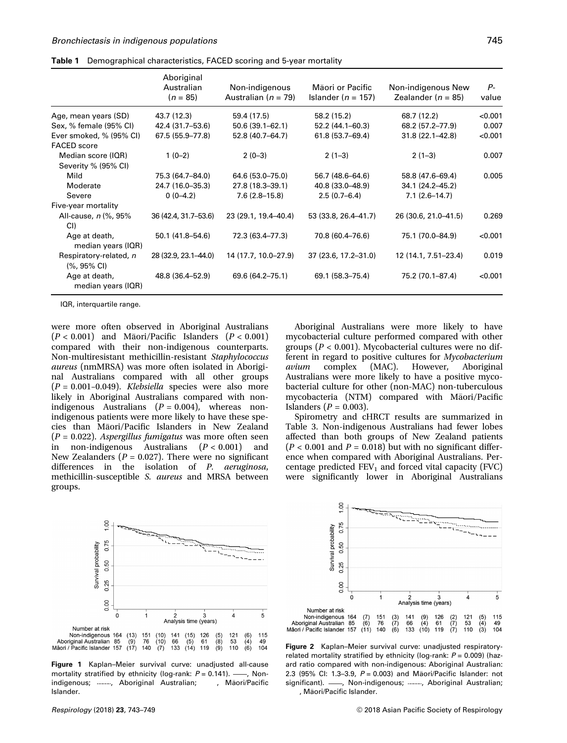**Table 1** Demographical characteristics, FACED scoring and 5-year mortality

| | Aboriginal Australian ($n$ = 85) | Non-indigenous Australian ($n$ = 79) | Māori or Pacific Islander ($n$ = 157) | Non-indigenous New Zealander ($n$ = 85) | $P$-value |
|---|---|---|---|---|---|
| Age, mean years (SD) | 43.7 (12.3) | 59.4 (17.5) | 58.2 (15.2) | 68.7 (12.2) | <0.001 |
| Sex, % female (95% CI) | 42.4 (31.7–53.6) | 50.6 (39.1–62.1) | 52.2 (44.1–60.3) | 68.2 (57.2–77.9) | 0.007 |
| Ever smoked, % (95% CI) | 67.5 (55.9–77.8) | 52.8 (40.7–64.7) | 61.8 (53.7–69.4) | 31.8 (22.1–42.8) | <0.001 |
| FACED score | | | | | |
| Median score (IQR) | 1 (0–2) | 2 (0–3) | 2 (1–3) | 2 (1–3) | 0.007 |
| Severity % (95% CI) | | | | | |
| Mild | 75.3 (64.7–84.0) | 64.6 (53.0–75.0) | 56.7 (48.6–64.6) | 58.8 (47.6–69.4) | 0.005 |
| Moderate | 24.7 (16.0–35.3) | 27.8 (18.3–39.1) | 40.8 (33.0–48.9) | 34.1 (24.2–45.2) | |
| Severe | 0 (0–4.2) | 7.6 (2.8–15.8) | 2.5 (0.7–6.4) | 7.1 (2.6–14.7) | |
| Five-year mortality | | | | | |
| All-cause, $n$ (%, 95% CI) | 36 (42.4, 31.7–53.6) | 23 (29.1, 19.4–40.4) | 53 (33.8, 26.4–41.7) | 26 (30.6, 21.0–41.5) | 0.269 |
| Age at death, median years (IQR) | 50.1 (41.8–54.6) | 72.3 (63.4–77.3) | 70.8 (60.4–76.6) | 75.1 (70.0–84.9) | <0.001 |
| Respiratory-related, $n$ (%, 95% CI) | 28 (32.9, 23.1–44.0) | 14 (17.7, 10.0–27.9) | 37 (23.6, 17.2–31.0) | 12 (14.1, 7.51–23.4) | 0.019 |
| Age at death, median years (IQR) | 48.8 (36.4–52.9) | 69.6 (64.2–75.1) | 69.1 (58.3–75.4) | 75.2 (70.1–87.4) | <0.001 |

IQR, interquartile range.

were more often observed in Aboriginal Australians ($P < 0.001$) and Māori/Pacific Islanders ($P < 0.001$) compared with their non-indigenous counterparts. Non-multiresistant methicillin-resistant *Staphylococcus aureus* (nmMRSA) was more often isolated in Aboriginal Australians compared with all other groups ($P$ = 0.001–0.049). *Klebsiella* species were also more likely in Aboriginal Australians compared with non-indigenous Australians ($P$ = 0.004), whereas non-indigenous patients were more likely to have these species than Māori/Pacific Islanders in New Zealand ($P$ = 0.022). *Aspergillus fumigatus* was more often seen in non-indigenous Australians ($P < 0.001$) and New Zealanders ($P$ = 0.027). There were no significant differences in the isolation of *P. aeruginosa*, methicillin-susceptible *S. aureus* and MRSA between groups.

Aboriginal Australians were more likely to have mycobacterial culture performed compared with other groups ($P < 0.001$). Mycobacterial cultures were no different in regard to positive cultures for *Mycobacterium avium* complex (MAC). However, Aboriginal Australians were more likely to have a positive mycobacterial culture for other (non-MAC) non-tuberculous mycobacteria (NTM) compared with Māori/Pacific Islanders ($P$ = 0.003).

Spirometry and cHRCT results are summarized in Table 3. Non-indigenous Australians had fewer lobes affected than both groups of New Zealand patients ($P < 0.001$ and $P$ = 0.018) but with no significant difference when compared with Aboriginal Australians. Percentage predicted $FEV_1$ and forced vital capacity (FVC) were significantly lower in Aboriginal Australians

**Figure 1** Kaplan–Meier survival curve: unadjusted all-cause mortality stratified by ethnicity (log-rank: $P$ = 0.141). ——, Non-indigenous; ------, Aboriginal Australian; , Māori/Pacific Islander.

**Figure 2** Kaplan–Meier survival curve: unadjusted respiratory-related mortality stratified by ethnicity (log-rank: $P$ = 0.009) (hazard ratio compared with non-indigenous: Aboriginal Australian: 2.3 (95% CI: 1.3–3.9, $P$ = 0.003) and Māori/Pacific Islander: not significant). ——, Non-indigenous; ------, Aboriginal Australian; , Māori/Pacific Islander.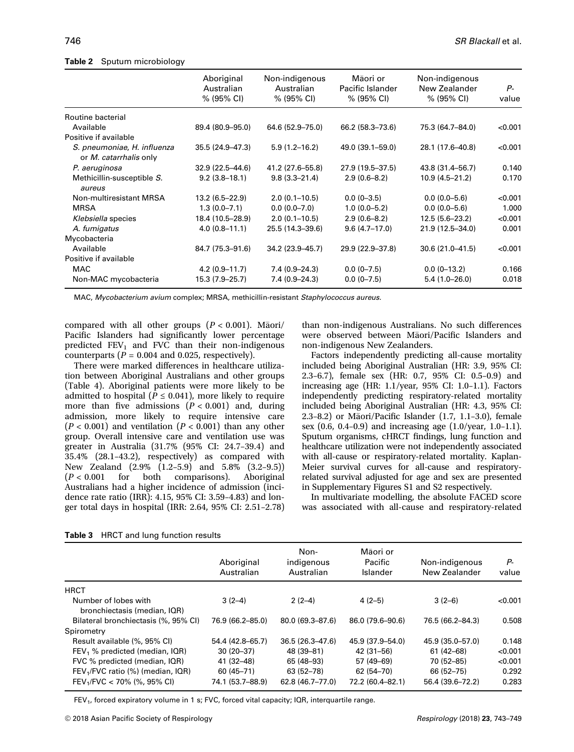**Table 2** Sputum microbiology

| | Aboriginal Australian % (95% CI) | Non-indigenous Australian % (95% CI) | Māori or Pacific Islander % (95% CI) | Non-indigenous New Zealander % (95% CI) | *P*-value |
|---|---|---|---|---|---|
| Routine bacterial | | | | | |
| Available | 89.4 (80.9–95.0) | 64.6 (52.9–75.0) | 66.2 (58.3–73.6) | 75.3 (64.7–84.0) | <0.001 |
| Positive if available | | | | | |
| *S. pneumoniae*, *H. influenza* or *M. catarrhalis* only | 35.5 (24.9–47.3) | 5.9 (1.2–16.2) | 49.0 (39.1–59.0) | 28.1 (17.6–40.8) | <0.001 |
| *P. aeruginosa* | 32.9 (22.5–44.6) | 41.2 (27.6–55.8) | 27.9 (19.5–37.5) | 43.8 (31.4–56.7) | 0.140 |
| Methicillin-susceptible *S. aureus* | 9.2 (3.8–18.1) | 9.8 (3.3–21.4) | 2.9 (0.6–8.2) | 10.9 (4.5–21.2) | 0.170 |
| Non-multiresistant MRSA | 13.2 (6.5–22.9) | 2.0 (0.1–10.5) | 0.0 (0–3.5) | 0.0 (0.0–5.6) | <0.001 |
| MRSA | 1.3 (0.0–7.1) | 0.0 (0.0–7.0) | 1.0 (0.0–5.2) | 0.0 (0.0–5.6) | 1.000 |
| *Klebsiella* species | 18.4 (10.5–28.9) | 2.0 (0.1–10.5) | 2.9 (0.6–8.2) | 12.5 (5.6–23.2) | <0.001 |
| *A. fumigatus* | 4.0 (0.8–11.1) | 25.5 (14.3–39.6) | 9.6 (4.7–17.0) | 21.9 (12.5–34.0) | 0.001 |
| Mycobacteria | | | | | |
| Available | 84.7 (75.3–91.6) | 34.2 (23.9–45.7) | 29.9 (22.9–37.8) | 30.6 (21.0–41.5) | <0.001 |
| Positive if available | | | | | |
| MAC | 4.2 (0.9–11.7) | 7.4 (0.9–24.3) | 0.0 (0–7.5) | 0.0 (0–13.2) | 0.166 |
| Non-MAC mycobacteria | 15.3 (7.9–25.7) | 7.4 (0.9–24.3) | 0.0 (0–7.5) | 5.4 (1.0–26.0) | 0.018 |

MAC, *Mycobacterium avium* complex; MRSA, methicillin-resistant *Staphylococcus aureus.*

compared with all other groups ($P < 0.001$). Māori/Pacific Islanders had significantly lower percentage predicted $FEV_1$ and FVC than their non-indigenous counterparts ($P = 0.004$ and 0.025, respectively).

There were marked differences in healthcare utilization between Aboriginal Australians and other groups (Table 4). Aboriginal patients were more likely to be admitted to hospital ($P \leq 0.041$), more likely to require more than five admissions ($P < 0.001$) and, during admission, more likely to require intensive care ($P < 0.001$) and ventilation ($P < 0.001$) than any other group. Overall intensive care and ventilation use was greater in Australia (31.7% (95% CI: 24.7–39.4) and 35.4% (28.1–43.2), respectively) as compared with New Zealand (2.9% (1.2–5.9) and 5.8% (3.2–9.5)) ($P < 0.001$ for both comparisons). Aboriginal Australians had a higher incidence of admission (incidence rate ratio (IRR): 4.15, 95% CI: 3.59–4.83) and longer total days in hospital (IRR: 2.64, 95% CI: 2.51–2.78) than non-indigenous Australians. No such differences were observed between Māori/Pacific Islanders and non-indigenous New Zealanders.

Factors independently predicting all-cause mortality included being Aboriginal Australian (HR: 3.9, 95% CI: 2.3–6.7), female sex (HR: 0.7, 95% CI: 0.5–0.9) and increasing age (HR: 1.1/year, 95% CI: 1.0–1.1). Factors independently predicting respiratory-related mortality included being Aboriginal Australian (HR: 4.3, 95% CI: 2.3–8.2) or Māori/Pacific Islander (1.7, 1.1–3.0), female sex (0.6, 0.4–0.9) and increasing age (1.0/year, 1.0–1.1). Sputum organisms, cHRCT findings, lung function and healthcare utilization were not independently associated with all-cause or respiratory-related mortality. Kaplan-Meier survival curves for all-cause and respiratory-related survival adjusted for age and sex are presented in Supplementary Figures S1 and S2 respectively.

In multivariate modelling, the absolute FACED score was associated with all-cause and respiratory-related

**Table 3** HRCT and lung function results

| | Aboriginal Australian | Non-indigenous Australian | Māori or Pacific Islander | Non-indigenous New Zealander | *P*-value |
|---|---|---|---|---|---|
| HRCT | | | | | |
| Number of lobes with bronchiectasis (median, IQR) | 3 (2–4) | 2 (2–4) | 4 (2–5) | 3 (2–6) | <0.001 |
| Bilateral bronchiectasis (%, 95% CI) | 76.9 (66.2–85.0) | 80.0 (69.3–87.6) | 86.0 (79.6–90.6) | 76.5 (66.2–84.3) | 0.508 |
| Spirometry | | | | | |
| Result available (%, 95% CI) | 54.4 (42.8–65.7) | 36.5 (26.3–47.6) | 45.9 (37.9–54.0) | 45.9 (35.0–57.0) | 0.148 |
| $FEV_1$ % predicted (median, IQR) | 30 (20–37) | 48 (39–81) | 42 (31–56) | 61 (42–68) | <0.001 |
| FVC % predicted (median, IQR) | 41 (32–48) | 65 (48–93) | 57 (49–69) | 70 (52–85) | <0.001 |
| $FEV_1$/FVC ratio (%) (median, IQR) | 60 (45–71) | 63 (52–78) | 62 (54–70) | 66 (52–75) | 0.292 |
| $FEV_1$/FVC < 70% (%, 95% CI) | 74.1 (53.7–88.9) | 62.8 (46.7–77.0) | 72.2 (60.4–82.1) | 56.4 (39.6–72.2) | 0.283 |

$FEV_1$, forced expiratory volume in 1 s; FVC, forced vital capacity; IQR, interquartile range.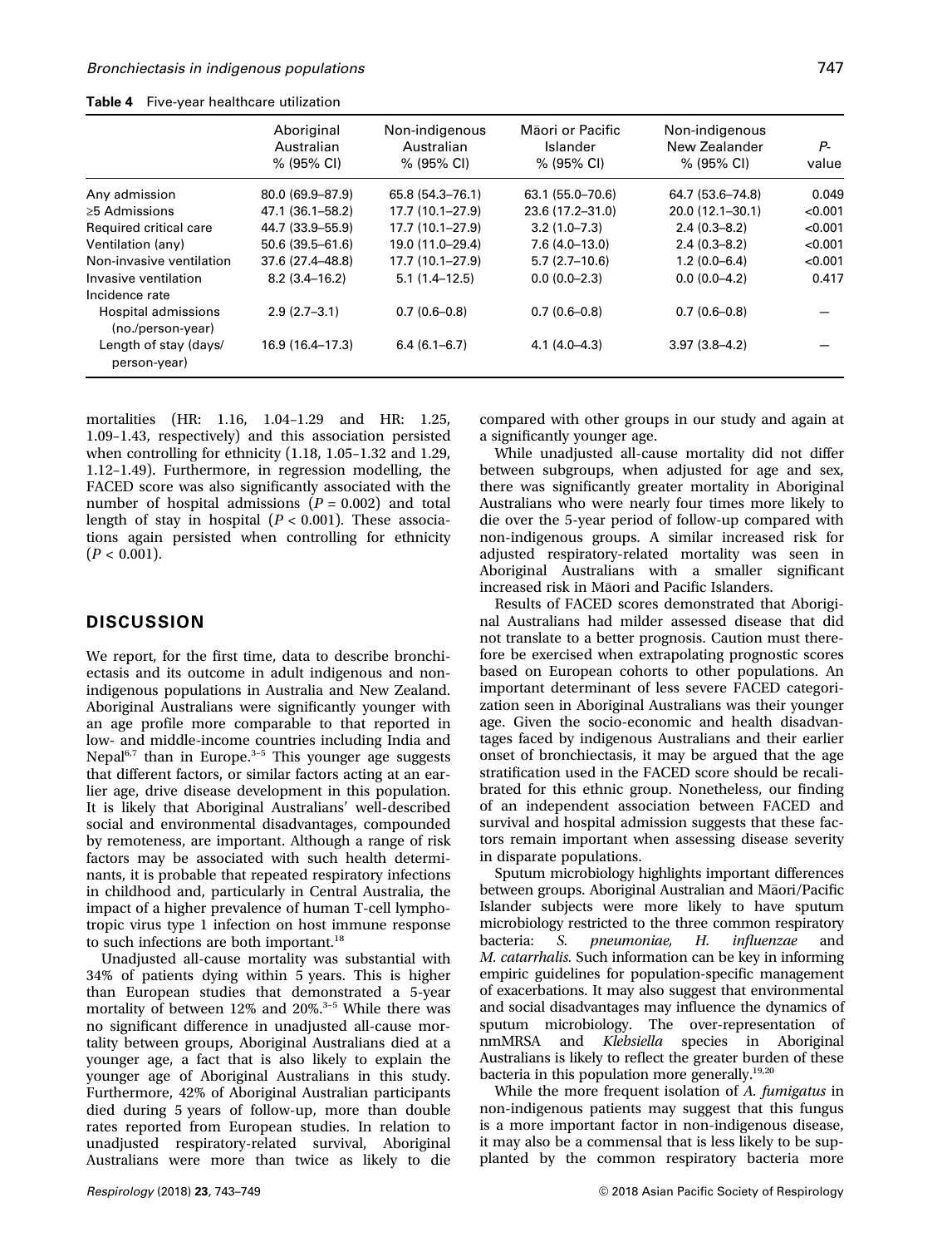**Table 4** Five-year healthcare utilization

| | Aboriginal Australian % (95% CI) | Non-indigenous Australian % (95% CI) | Māori or Pacific Islander % (95% CI) | Non-indigenous New Zealander % (95% CI) | P-value |
|---|---|---|---|---|---|
| Any admission | 80.0 (69.9–87.9) | 65.8 (54.3–76.1) | 63.1 (55.0–70.6) | 64.7 (53.6–74.8) | 0.049 |
| ≥5 Admissions | 47.1 (36.1–58.2) | 17.7 (10.1–27.9) | 23.6 (17.2–31.0) | 20.0 (12.1–30.1) | <0.001 |
| Required critical care | 44.7 (33.9–55.9) | 17.7 (10.1–27.9) | 3.2 (1.0–7.3) | 2.4 (0.3–8.2) | <0.001 |
| Ventilation (any) | 50.6 (39.5–61.6) | 19.0 (11.0–29.4) | 7.6 (4.0–13.0) | 2.4 (0.3–8.2) | <0.001 |
| Non-invasive ventilation | 37.6 (27.4–48.8) | 17.7 (10.1–27.9) | 5.7 (2.7–10.6) | 1.2 (0.0–6.4) | <0.001 |
| Invasive ventilation | 8.2 (3.4–16.2) | 5.1 (1.4–12.5) | 0.0 (0.0–2.3) | 0.0 (0.0–4.2) | 0.417 |
| Incidence rate | | | | | |
| Hospital admissions (no./person-year) | 2.9 (2.7–3.1) | 0.7 (0.6–0.8) | 0.7 (0.6–0.8) | 0.7 (0.6–0.8) | — |
| Length of stay (days/person-year) | 16.9 (16.4–17.3) | 6.4 (6.1–6.7) | 4.1 (4.0–4.3) | 3.97 (3.8–4.2) | — |

mortalities (HR: 1.16, 1.04–1.29 and HR: 1.25, 1.09–1.43, respectively) and this association persisted when controlling for ethnicity (1.18, 1.05–1.32 and 1.29, 1.12–1.49). Furthermore, in regression modelling, the FACED score was also significantly associated with the number of hospital admissions ($P = 0.002$) and total length of stay in hospital ($P < 0.001$). These associations again persisted when controlling for ethnicity ($P < 0.001$).

## DISCUSSION

We report, for the first time, data to describe bronchiectasis and its outcome in adult indigenous and non-indigenous populations in Australia and New Zealand. Aboriginal Australians were significantly younger with an age profile more comparable to that reported in low- and middle-income countries including India and Nepal[6,7] than in Europe.[3–5] This younger age suggests that different factors, or similar factors acting at an earlier age, drive disease development in this population. It is likely that Aboriginal Australians' well-described social and environmental disadvantages, compounded by remoteness, are important. Although a range of risk factors may be associated with such health determinants, it is probable that repeated respiratory infections in childhood and, particularly in Central Australia, the impact of a higher prevalence of human T-cell lymphotropic virus type 1 infection on host immune response to such infections are both important.[18]

Unadjusted all-cause mortality was substantial with 34% of patients dying within 5 years. This is higher than European studies that demonstrated a 5-year mortality of between 12% and 20%.[3–5] While there was no significant difference in unadjusted all-cause mortality between groups, Aboriginal Australians died at a younger age, a fact that is also likely to explain the younger age of Aboriginal Australians in this study. Furthermore, 42% of Aboriginal Australian participants died during 5 years of follow-up, more than double rates reported from European studies. In relation to unadjusted respiratory-related survival, Aboriginal Australians were more than twice as likely to die compared with other groups in our study and again at a significantly younger age.

While unadjusted all-cause mortality did not differ between subgroups, when adjusted for age and sex, there was significantly greater mortality in Aboriginal Australians who were nearly four times more likely to die over the 5-year period of follow-up compared with non-indigenous groups. A similar increased risk for adjusted respiratory-related mortality was seen in Aboriginal Australians with a smaller significant increased risk in Māori and Pacific Islanders.

Results of FACED scores demonstrated that Aboriginal Australians had milder assessed disease that did not translate to a better prognosis. Caution must therefore be exercised when extrapolating prognostic scores based on European cohorts to other populations. An important determinant of less severe FACED categorization seen in Aboriginal Australians was their younger age. Given the socio-economic and health disadvantages faced by indigenous Australians and their earlier onset of bronchiectasis, it may be argued that the age stratification used in the FACED score should be recalibrated for this ethnic group. Nonetheless, our finding of an independent association between FACED and survival and hospital admission suggests that these factors remain important when assessing disease severity in disparate populations.

Sputum microbiology highlights important differences between groups. Aboriginal Australian and Māori/Pacific Islander subjects were more likely to have sputum microbiology restricted to the three common respiratory bacteria: *S. pneumoniae*, *H. influenzae* and *M. catarrhalis*. Such information can be key in informing empiric guidelines for population-specific management of exacerbations. It may also suggest that environmental and social disadvantages may influence the dynamics of sputum microbiology. The over-representation of nmMRSA and *Klebsiella* species in Aboriginal Australians is likely to reflect the greater burden of these bacteria in this population more generally.[19,20]

While the more frequent isolation of *A. fumigatus* in non-indigenous patients may suggest that this fungus is a more important factor in non-indigenous disease, it may also be a commensal that is less likely to be supplanted by the common respiratory bacteria more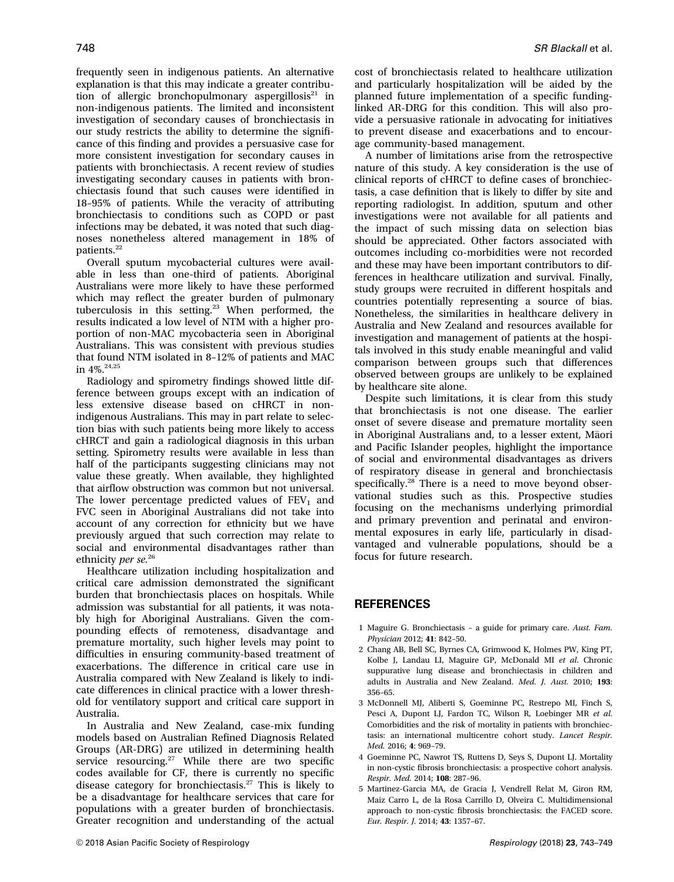frequently seen in indigenous patients. An alternative explanation is that this may indicate a greater contribution of allergic bronchopulmonary aspergillosis[21] in non-indigenous patients. The limited and inconsistent investigation of secondary causes of bronchiectasis in our study restricts the ability to determine the significance of this finding and provides a persuasive case for more consistent investigation for secondary causes in patients with bronchiectasis. A recent review of studies investigating secondary causes in patients with bronchiectasis found that such causes were identified in 18–95% of patients. While the veracity of attributing bronchiectasis to conditions such as COPD or past infections may be debated, it was noted that such diagnoses nonetheless altered management in 18% of patients.[22]

Overall sputum mycobacterial cultures were available in less than one-third of patients. Aboriginal Australians were more likely to have these performed which may reflect the greater burden of pulmonary tuberculosis in this setting.[23] When performed, the results indicated a low level of NTM with a higher proportion of non-MAC mycobacteria seen in Aboriginal Australians. This was consistent with previous studies that found NTM isolated in 8–12% of patients and MAC in 4%.[24,25]

Radiology and spirometry findings showed little difference between groups except with an indication of less extensive disease based on cHRCT in non-indigenous Australians. This may in part relate to selection bias with such patients being more likely to access cHRCT and gain a radiological diagnosis in this urban setting. Spirometry results were available in less than half of the participants suggesting clinicians may not value these greatly. When available, they highlighted that airflow obstruction was common but not universal. The lower percentage predicted values of $FEV_1$ and FVC seen in Aboriginal Australians did not take into account of any correction for ethnicity but we have previously argued that such correction may relate to social and environmental disadvantages rather than ethnicity *per se*.[26]

Healthcare utilization including hospitalization and critical care admission demonstrated the significant burden that bronchiectasis places on hospitals. While admission was substantial for all patients, it was notably high for Aboriginal Australians. Given the compounding effects of remoteness, disadvantage and premature mortality, such higher levels may point to difficulties in ensuring community-based treatment of exacerbations. The difference in critical care use in Australia compared with New Zealand is likely to indicate differences in clinical practice with a lower threshold for ventilatory support and critical care support in Australia.

In Australia and New Zealand, case-mix funding models based on Australian Refined Diagnosis Related Groups (AR-DRG) are utilized in determining health service resourcing.[27] While there are two specific codes available for CF, there is currently no specific disease category for bronchiectasis.[27] This is likely to be a disadvantage for healthcare services that care for populations with a greater burden of bronchiectasis. Greater recognition and understanding of the actual cost of bronchiectasis related to healthcare utilization and particularly hospitalization will be aided by the planned future implementation of a specific funding-linked AR-DRG for this condition. This will also provide a persuasive rationale in advocating for initiatives to prevent disease and exacerbations and to encourage community-based management.

A number of limitations arise from the retrospective nature of this study. A key consideration is the use of clinical reports of cHRCT to define cases of bronchiectasis, a case definition that is likely to differ by site and reporting radiologist. In addition, sputum and other investigations were not available for all patients and the impact of such missing data on selection bias should be appreciated. Other factors associated with outcomes including co-morbidities were not recorded and these may have been important contributors to differences in healthcare utilization and survival. Finally, study groups were recruited in different hospitals and countries potentially representing a source of bias. Nonetheless, the similarities in healthcare delivery in Australia and New Zealand and resources available for investigation and management of patients at the hospitals involved in this study enable meaningful and valid comparison between groups such that differences observed between groups are unlikely to be explained by healthcare site alone.

Despite such limitations, it is clear from this study that bronchiectasis is not one disease. The earlier onset of severe disease and premature mortality seen in Aboriginal Australians and, to a lesser extent, Māori and Pacific Islander peoples, highlight the importance of social and environmental disadvantages as drivers of respiratory disease in general and bronchiectasis specifically.[28] There is a need to move beyond observational studies such as this. Prospective studies focusing on the mechanisms underlying primordial and primary prevention and perinatal and environmental exposures in early life, particularly in disadvantaged and vulnerable populations, should be a focus for future research.

## REFERENCES

1 Maguire G. Bronchiectasis – a guide for primary care. *Aust. Fam. Physician* 2012; **41**: 842–50.

2 Chang AB, Bell SC, Byrnes CA, Grimwood K, Holmes PW, King PT, Kolbe J, Landau LI, Maguire GP, McDonald MI *et al*. Chronic suppurative lung disease and bronchiectasis in children and adults in Australia and New Zealand. *Med. J. Aust.* 2010; **193**: 356–65.

3 McDonnell MJ, Aliberti S, Goeminne PC, Restrepo MI, Finch S, Pesci A, Dupont LJ, Fardon TC, Wilson R, Loebinger MR *et al*. Comorbidities and the risk of mortality in patients with bronchiectasis: an international multicentre cohort study. *Lancet Respir. Med.* 2016; **4**: 969–79.

4 Goeminne PC, Nawrot TS, Ruttens D, Seys S, Dupont LJ. Mortality in non-cystic fibrosis bronchiectasis: a prospective cohort analysis. *Respir. Med.* 2014; **108**: 287–96.

5 Martinez-Garcia MA, de Gracia J, Vendrell Relat M, Giron RM, Maiz Carro L, de la Rosa Carrillo D, Olveira C. Multidimensional approach to non-cystic fibrosis bronchiectasis: the FACED score. *Eur. Respir. J.* 2014; **43**: 1357–67.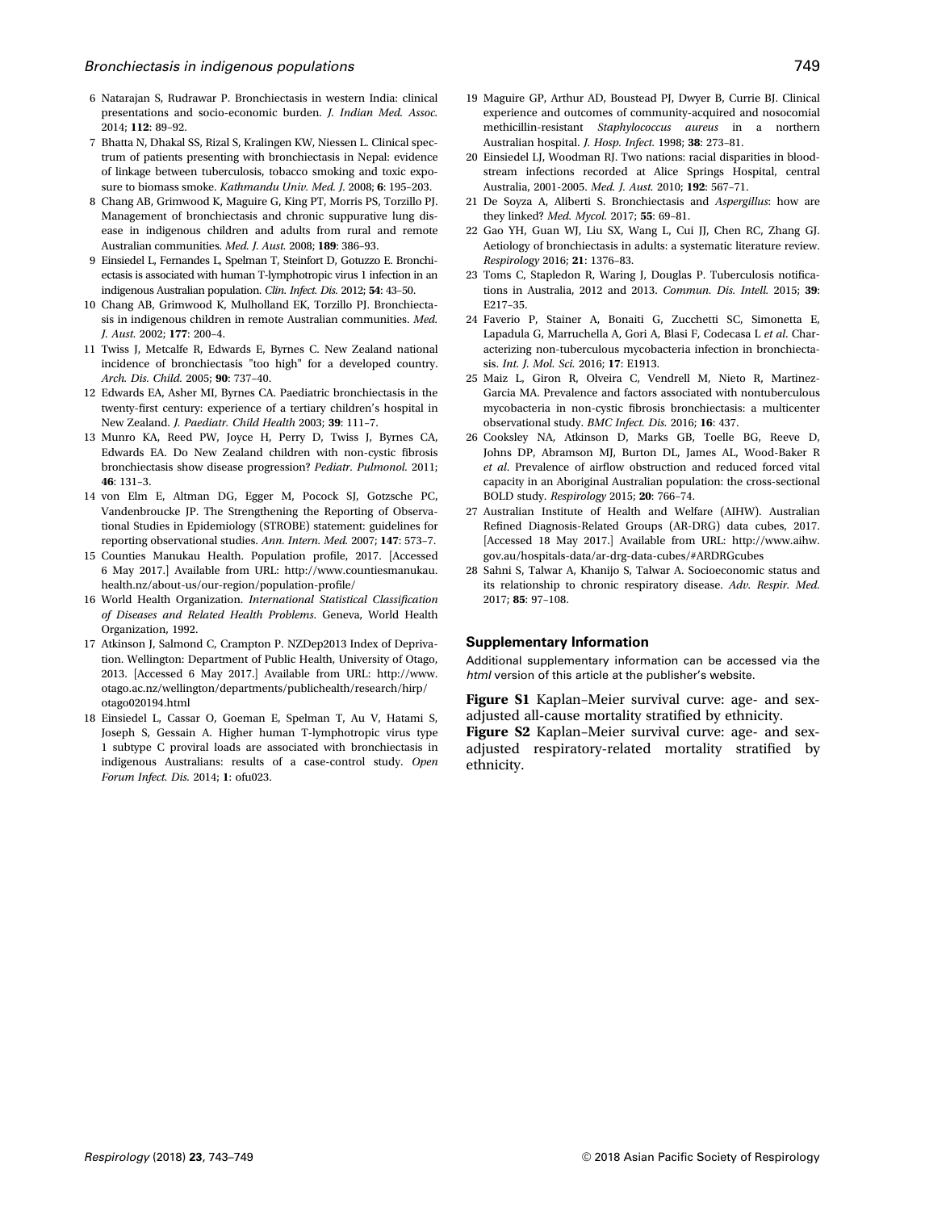6 Natarajan S, Rudrawar P. Bronchiectasis in western India: clinical presentations and socio-economic burden. *J. Indian Med. Assoc.* 2014; **112**: 89–92.

7 Bhatta N, Dhakal SS, Rizal S, Kralingen KW, Niessen L. Clinical spectrum of patients presenting with bronchiectasis in Nepal: evidence of linkage between tuberculosis, tobacco smoking and toxic exposure to biomass smoke. *Kathmandu Univ. Med. J.* 2008; **6**: 195–203.

8 Chang AB, Grimwood K, Maguire G, King PT, Morris PS, Torzillo PJ. Management of bronchiectasis and chronic suppurative lung disease in indigenous children and adults from rural and remote Australian communities. *Med. J. Aust.* 2008; **189**: 386–93.

9 Einsiedel L, Fernandes L, Spelman T, Steinfort D, Gotuzzo E. Bronchiectasis is associated with human T-lymphotropic virus 1 infection in an indigenous Australian population. *Clin. Infect. Dis.* 2012; **54**: 43–50.

10 Chang AB, Grimwood K, Mulholland EK, Torzillo PJ. Bronchiectasis in indigenous children in remote Australian communities. *Med. J. Aust.* 2002; **177**: 200–4.

11 Twiss J, Metcalfe R, Edwards E, Byrnes C. New Zealand national incidence of bronchiectasis "too high" for a developed country. *Arch. Dis. Child.* 2005; **90**: 737–40.

12 Edwards EA, Asher MI, Byrnes CA. Paediatric bronchiectasis in the twenty-first century: experience of a tertiary children's hospital in New Zealand. *J. Paediatr. Child Health* 2003; **39**: 111–7.

13 Munro KA, Reed PW, Joyce H, Perry D, Twiss J, Byrnes CA, Edwards EA. Do New Zealand children with non-cystic fibrosis bronchiectasis show disease progression? *Pediatr. Pulmonol.* 2011; **46**: 131–3.

14 von Elm E, Altman DG, Egger M, Pocock SJ, Gotzsche PC, Vandenbroucke JP. The Strengthening the Reporting of Observational Studies in Epidemiology (STROBE) statement: guidelines for reporting observational studies. *Ann. Intern. Med.* 2007; **147**: 573–7.

15 Counties Manukau Health. Population profile, 2017. [Accessed 6 May 2017.] Available from URL: http://www.countiesmanukau.health.nz/about-us/our-region/population-profile/

16 World Health Organization. *International Statistical Classification of Diseases and Related Health Problems.* Geneva, World Health Organization, 1992.

17 Atkinson J, Salmond C, Crampton P. NZDep2013 Index of Deprivation. Wellington: Department of Public Health, University of Otago, 2013. [Accessed 6 May 2017.] Available from URL: http://www.otago.ac.nz/wellington/departments/publichealth/research/hirp/otago020194.html

18 Einsiedel L, Cassar O, Goeman E, Spelman T, Au V, Hatami S, Joseph S, Gessain A. Higher human T-lymphotropic virus type 1 subtype C proviral loads are associated with bronchiectasis in indigenous Australians: results of a case-control study. *Open Forum Infect. Dis.* 2014; **1**: ofu023.

19 Maguire GP, Arthur AD, Boustead PJ, Dwyer B, Currie BJ. Clinical experience and outcomes of community-acquired and nosocomial methicillin-resistant *Staphylococcus aureus* in a northern Australian hospital. *J. Hosp. Infect.* 1998; **38**: 273–81.

20 Einsiedel LJ, Woodman RJ. Two nations: racial disparities in bloodstream infections recorded at Alice Springs Hospital, central Australia, 2001-2005. *Med. J. Aust.* 2010; **192**: 567–71.

21 De Soyza A, Aliberti S. Bronchiectasis and *Aspergillus*: how are they linked? *Med. Mycol.* 2017; **55**: 69–81.

22 Gao YH, Guan WJ, Liu SX, Wang L, Cui JJ, Chen RC, Zhang GJ. Aetiology of bronchiectasis in adults: a systematic literature review. *Respirology* 2016; **21**: 1376–83.

23 Toms C, Stapledon R, Waring J, Douglas P. Tuberculosis notifications in Australia, 2012 and 2013. *Commun. Dis. Intell.* 2015; **39**: E217–35.

24 Faverio P, Stainer A, Bonaiti G, Zucchetti SC, Simonetta E, Lapadula G, Marruchella A, Gori A, Blasi F, Codecasa L *et al*. Characterizing non-tuberculous mycobacteria infection in bronchiectasis. *Int. J. Mol. Sci.* 2016; **17**: E1913.

25 Maiz L, Giron R, Olveira C, Vendrell M, Nieto R, Martinez-Garcia MA. Prevalence and factors associated with nontuberculous mycobacteria in non-cystic fibrosis bronchiectasis: a multicenter observational study. *BMC Infect. Dis.* 2016; **16**: 437.

26 Cooksley NA, Atkinson D, Marks GB, Toelle BG, Reeve D, Johns DP, Abramson MJ, Burton DL, James AL, Wood-Baker R *et al*. Prevalence of airflow obstruction and reduced forced vital capacity in an Aboriginal Australian population: the cross-sectional BOLD study. *Respirology* 2015; **20**: 766–74.

27 Australian Institute of Health and Welfare (AIHW). Australian Refined Diagnosis-Related Groups (AR-DRG) data cubes, 2017. [Accessed 18 May 2017.] Available from URL: http://www.aihw.gov.au/hospitals-data/ar-drg-data-cubes/#ARDRGcubes

28 Sahni S, Talwar A, Khanijo S, Talwar A. Socioeconomic status and its relationship to chronic respiratory disease. *Adv. Respir. Med.* 2017; **85**: 97–108.

## Supplementary Information

Additional supplementary information can be accessed via the *html* version of this article at the publisher's website.

**Figure S1** Kaplan–Meier survival curve: age- and sex-adjusted all-cause mortality stratified by ethnicity.

**Figure S2** Kaplan–Meier survival curve: age- and sex-adjusted respiratory-related mortality stratified by ethnicity.